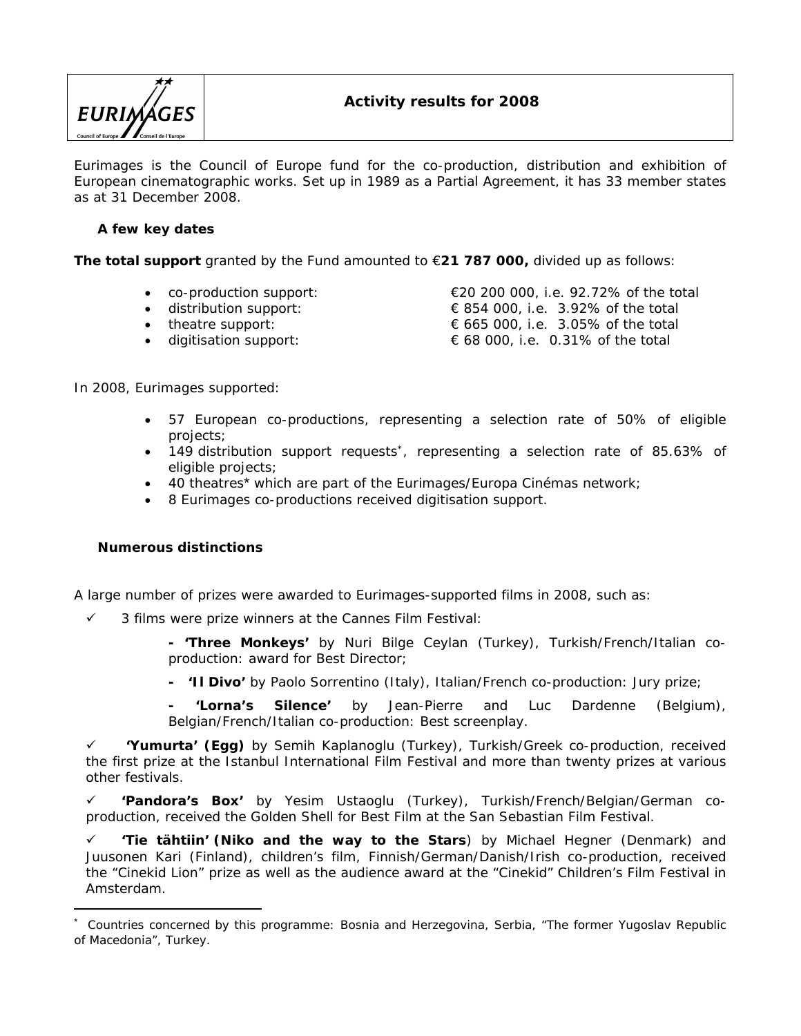# Activity results for 2008

Eurimages is the Council of Europe fund for the co-production, distribution and exhibition of European cinematographic works. Set up in 1989 as a Partial Agreement, it has 33 member states as at 31 December 2008.

## A few key dates

**The total support** granted by the Fund amounted to €**21 787 000,** divided up as follows:

- co-production support: €20 200 000, i.e. 92.72% of the total
- distribution support: € 854 000, i.e. 3.92% of the total
- theatre support: € 665 000, i.e. 3.05% of the total
- digitisation support: € 68 000, i.e. 0.31% of the total

In 2008, Eurimages supported:

- 57 European co-productions, representing a selection rate of 50% of eligible projects;
- 149 distribution support requests*, representing a selection rate of 85.63% of eligible projects;
- 40 theatres* which are part of the Eurimages/Europa Cinémas network;
- 8 Eurimages co-productions received digitisation support.

## Numerous distinctions

A large number of prizes were awarded to Eurimages-supported films in 2008, such as:

✓ 3 films were prize winners at the Cannes Film Festival:

- **'Three Monkeys'** by Nuri Bilge Ceylan (Turkey), Turkish/French/Italian co-production: award for Best Director;
- **'Il Divo'** by Paolo Sorrentino (Italy), Italian/French co-production: Jury prize;
- **'Lorna's Silence'** by Jean-Pierre and Luc Dardenne (Belgium), Belgian/French/Italian co-production: Best screenplay.

✓ **'Yumurta' (Egg)** by Semih Kaplanoglu (Turkey), Turkish/Greek co-production, received the first prize at the Istanbul International Film Festival and more than twenty prizes at various other festivals.

✓ **'Pandora's Box'** by Yesim Ustaoglu (Turkey), Turkish/French/Belgian/German co-production, received the Golden Shell for Best Film at the San Sebastian Film Festival.

✓ **'Tie tähtiin' (Niko and the way to the Stars**) by Michael Hegner (Denmark) and Juusonen Kari (Finland), children's film, Finnish/German/Danish/Irish co-production, received the "Cinekid Lion" prize as well as the audience award at the "Cinekid" Children's Film Festival in Amsterdam.

---

* Countries concerned by this programme: Bosnia and Herzegovina, Serbia, "The former Yugoslav Republic of Macedonia", Turkey.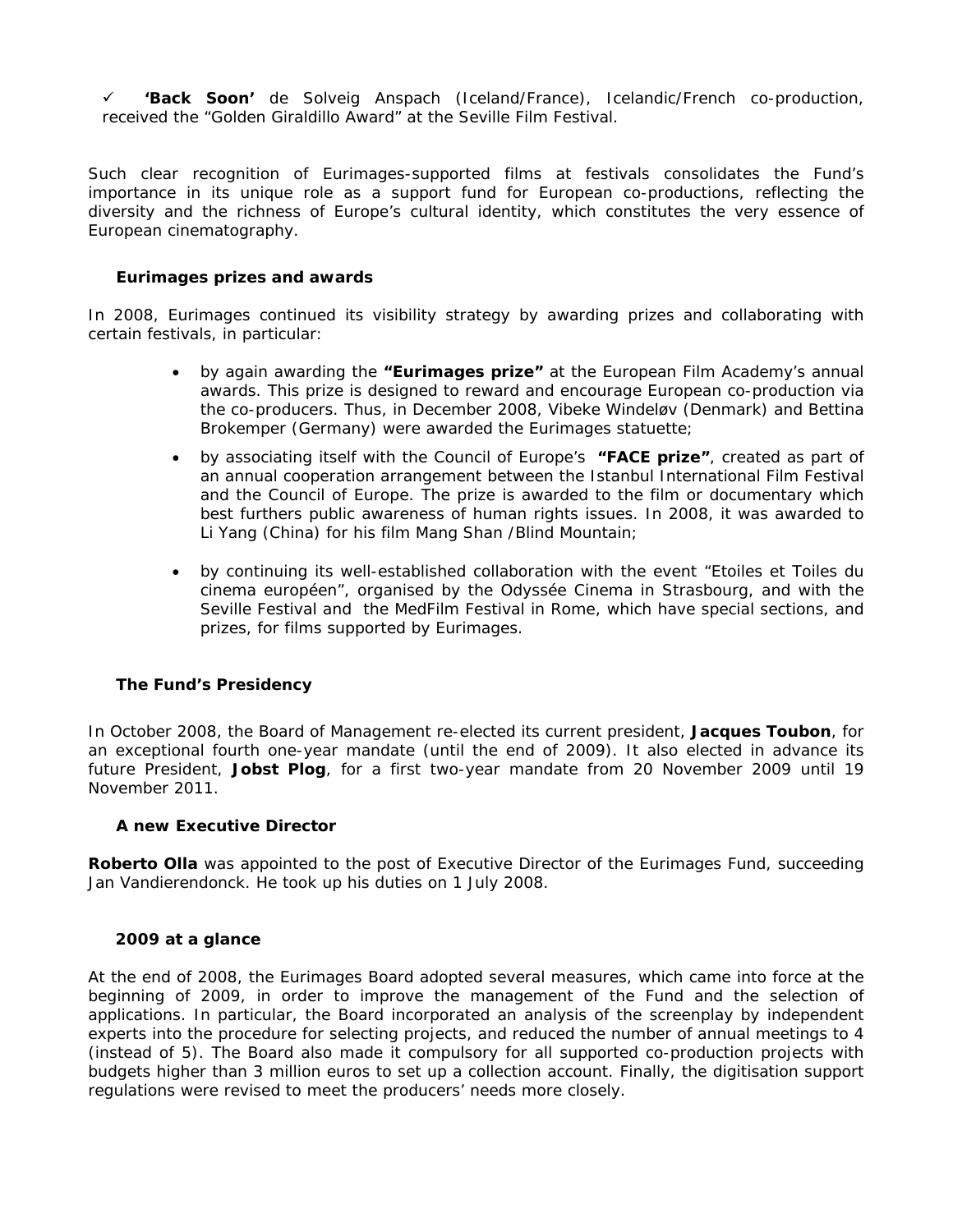- ✓ **'Back Soon'** de Solveig Anspach (Iceland/France), Icelandic/French co-production, received the "Golden Giraldillo Award" at the Seville Film Festival.

Such clear recognition of Eurimages-supported films at festivals consolidates the Fund's importance in its unique role as a support fund for European co-productions, reflecting the diversity and the richness of Europe's cultural identity, which constitutes the very essence of European cinematography.

### Eurimages prizes and awards

In 2008, Eurimages continued its visibility strategy by awarding prizes and collaborating with certain festivals, in particular:

- by again awarding the **"Eurimages prize"** at the European Film Academy's annual awards. This prize is designed to reward and encourage European co-production via the co-producers. Thus, in December 2008, Vibeke Windeløv (Denmark) and Bettina Brokemper (Germany) were awarded the Eurimages statuette;
- by associating itself with the Council of Europe's **"FACE prize"**, created as part of an annual cooperation arrangement between the Istanbul International Film Festival and the Council of Europe. The prize is awarded to the film or documentary which best furthers public awareness of human rights issues. In 2008, it was awarded to Li Yang (China) for his film Mang Shan /Blind Mountain;
- by continuing its well-established collaboration with the event "Etoiles et Toiles du cinema européen", organised by the Odyssée Cinema in Strasbourg, and with the Seville Festival and the MedFilm Festival in Rome, which have special sections, and prizes, for films supported by Eurimages.

### The Fund's Presidency

In October 2008, the Board of Management re-elected its current president, **Jacques Toubon**, for an exceptional fourth one-year mandate (until the end of 2009). It also elected in advance its future President, **Jobst Plog**, for a first two-year mandate from 20 November 2009 until 19 November 2011.

### A new Executive Director

**Roberto Olla** was appointed to the post of Executive Director of the Eurimages Fund, succeeding Jan Vandierendonck. He took up his duties on 1 July 2008.

### 2009 at a glance

At the end of 2008, the Eurimages Board adopted several measures, which came into force at the beginning of 2009, in order to improve the management of the Fund and the selection of applications. In particular, the Board incorporated an analysis of the screenplay by independent experts into the procedure for selecting projects, and reduced the number of annual meetings to 4 (instead of 5). The Board also made it compulsory for all supported co-production projects with budgets higher than 3 million euros to set up a collection account. Finally, the digitisation support regulations were revised to meet the producers' needs more closely.